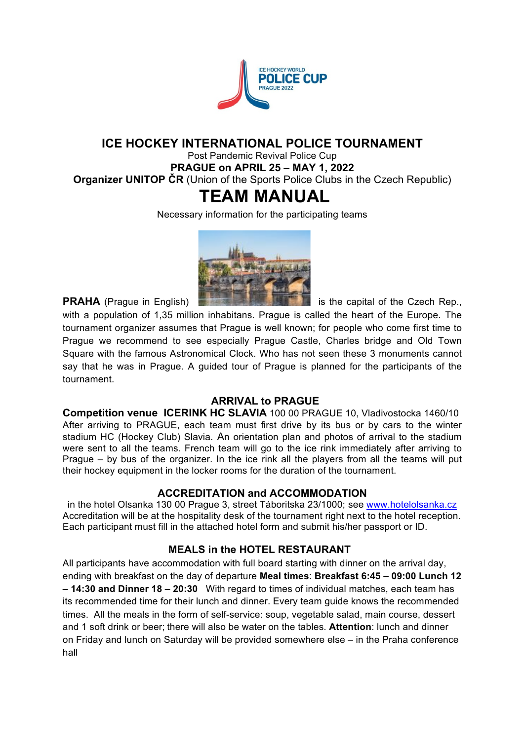# ICE HOCKEY INTERNATIONAL POLICE TOURNAMENT

Post Pandemic Revival Police Cup

**PRAGUE on APRIL 25 – MAY 1, 2022**

**Organizer UNITOP ČR** (Union of the Sports Police Clubs in the Czech Republic)

# TEAM MANUAL

Necessary information for the participating teams

**PRAHA** (Prague in English) is the capital of the Czech Rep., with a population of 1,35 million inhabitans. Prague is called the heart of the Europe. The tournament organizer assumes that Prague is well known; for people who come first time to Prague we recommend to see especially Prague Castle, Charles bridge and Old Town Square with the famous Astronomical Clock. Who has not seen these 3 monuments cannot say that he was in Prague. A guided tour of Prague is planned for the participants of the tournament.

## ARRIVAL to PRAGUE

**Competition venue ICERINK HC SLAVIA** 100 00 PRAGUE 10, Vladivostocka 1460/10
After arriving to PRAGUE, each team must first drive by its bus or by cars to the winter stadium HC (Hockey Club) Slavia. An orientation plan and photos of arrival to the stadium were sent to all the teams. French team will go to the ice rink immediately after arriving to Prague – by bus of the organizer. In the ice rink all the players from all the teams will put their hockey equipment in the locker rooms for the duration of the tournament.

## ACCREDITATION and ACCOMMODATION

in the hotel Olsanka 130 00 Prague 3, street Táboritska 23/1000; see [www.hotelolsanka.cz](www.hotelolsanka.cz)
Accreditation will be at the hospitality desk of the tournament right next to the hotel reception. Each participant must fill in the attached hotel form and submit his/her passport or ID.

## MEALS in the HOTEL RESTAURANT

All participants have accommodation with full board starting with dinner on the arrival day, ending with breakfast on the day of departure **Meal times**: **Breakfast 6:45 – 09:00 Lunch 12 – 14:30 and Dinner 18 – 20:30** With regard to times of individual matches, each team has its recommended time for their lunch and dinner. Every team guide knows the recommended times. All the meals in the form of self-service: soup, vegetable salad, main course, dessert and 1 soft drink or beer; there will also be water on the tables. **Attention**: lunch and dinner on Friday and lunch on Saturday will be provided somewhere else – in the Praha conference hall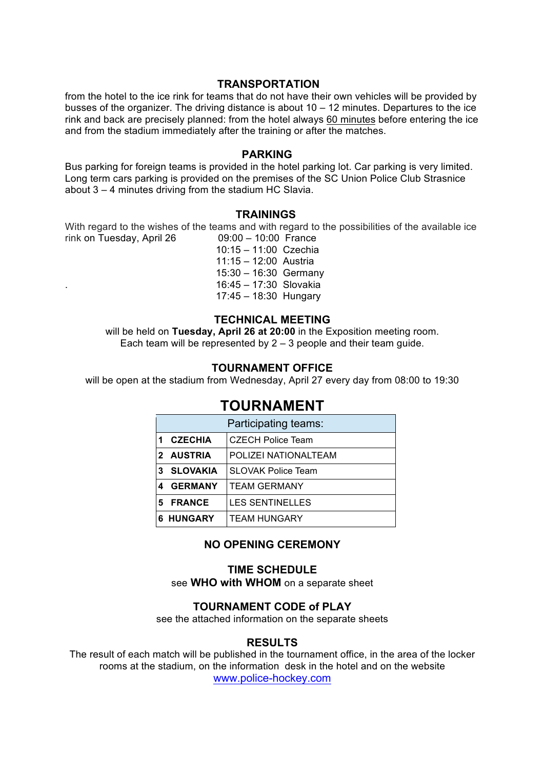## TRANSPORTATION

from the hotel to the ice rink for teams that do not have their own vehicles will be provided by busses of the organizer. The driving distance is about 10 – 12 minutes. Departures to the ice rink and back are precisely planned: from the hotel always 60 minutes before entering the ice and from the stadium immediately after the training or after the matches.

## PARKING

Bus parking for foreign teams is provided in the hotel parking lot. Car parking is very limited. Long term cars parking is provided on the premises of the SC Union Police Club Strasnice about 3 – 4 minutes driving from the stadium HC Slavia.

## TRAININGS

With regard to the wishes of the teams and with regard to the possibilities of the available ice rink on Tuesday, April 26

| | |
|---|---|
| 09:00 – 10:00 | France |
| 10:15 – 11:00 | Czechia |
| 11:15 – 12:00 | Austria |
| 15:30 – 16:30 | Germany |
| 16:45 – 17:30 | Slovakia |
| 17:45 – 18:30 | Hungary |

## TECHNICAL MEETING

will be held on **Tuesday, April 26 at 20:00** in the Exposition meeting room.
Each team will be represented by 2 – 3 people and their team guide.

## TOURNAMENT OFFICE

will be open at the stadium from Wednesday, April 27 every day from 08:00 to 19:30

# TOURNAMENT

| Participating teams: | |
|---|---|
| **1 CZECHIA** | CZECH Police Team |
| **2 AUSTRIA** | POLIZEI NATIONALTEAM |
| **3 SLOVAKIA** | SLOVAK Police Team |
| **4 GERMANY** | TEAM GERMANY |
| **5 FRANCE** | LES SENTINELLES |
| **6 HUNGARY** | TEAM HUNGARY |

## NO OPENING CEREMONY

## TIME SCHEDULE

see **WHO with WHOM** on a separate sheet

## TOURNAMENT CODE of PLAY

see the attached information on the separate sheets

## RESULTS

The result of each match will be published in the tournament office, in the area of the locker rooms at the stadium, on the information desk in the hotel and on the website www.police-hockey.com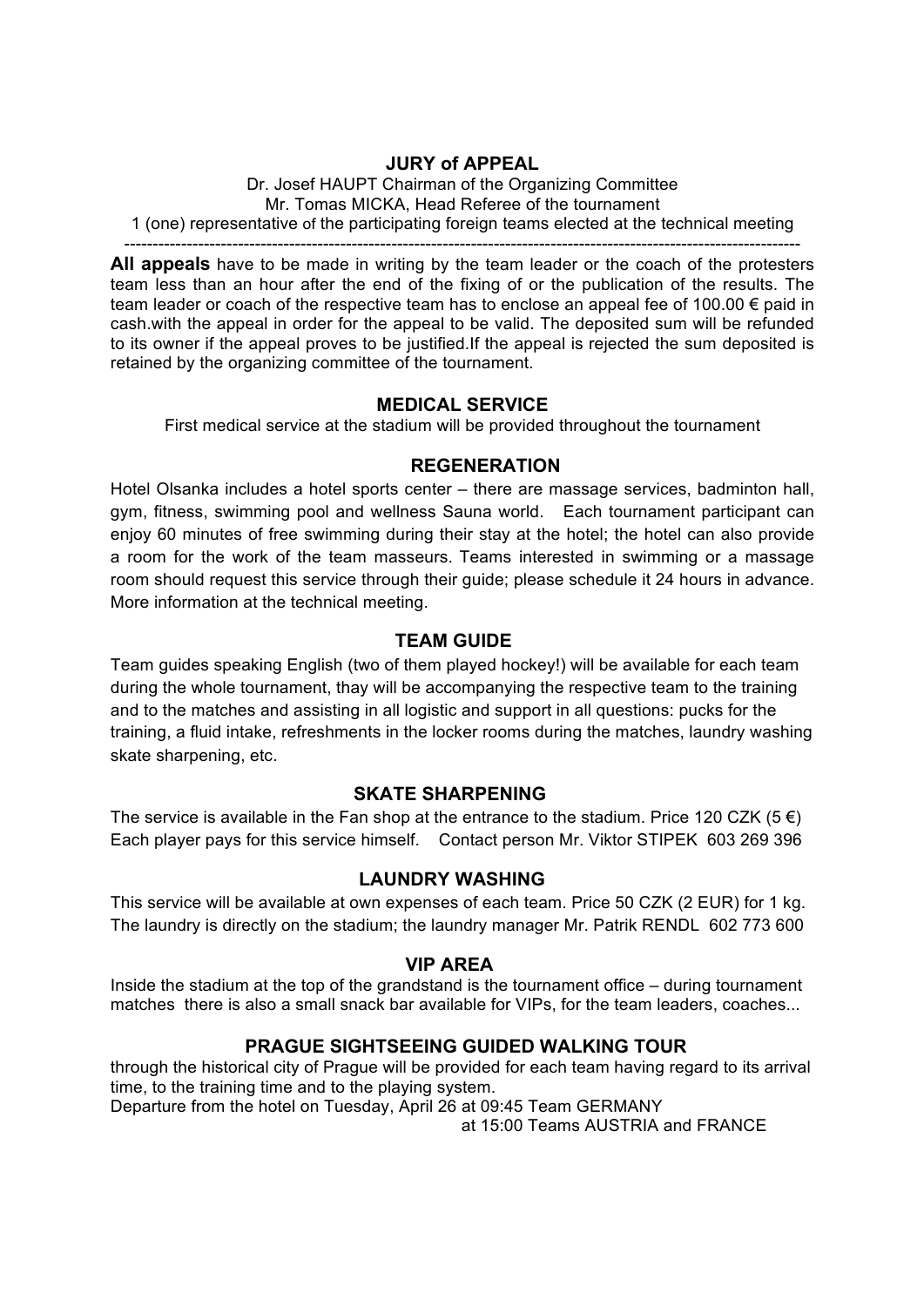## JURY of APPEAL

Dr. Josef HAUPT Chairman of the Organizing Committee
Mr. Tomas MICKA, Head Referee of the tournament
1 (one) representative of the participating foreign teams elected at the technical meeting

---

**All appeals** have to be made in writing by the team leader or the coach of the protesters team less than an hour after the end of the fixing of or the publication of the results. The team leader or coach of the respective team has to enclose an appeal fee of 100.00 € paid in cash.with the appeal in order for the appeal to be valid. The deposited sum will be refunded to its owner if the appeal proves to be justified.If the appeal is rejected the sum deposited is retained by the organizing committee of the tournament.

## MEDICAL SERVICE

First medical service at the stadium will be provided throughout the tournament

## REGENERATION

Hotel Olsanka includes a hotel sports center – there are massage services, badminton hall, gym, fitness, swimming pool and wellness Sauna world. Each tournament participant can enjoy 60 minutes of free swimming during their stay at the hotel; the hotel can also provide a room for the work of the team masseurs. Teams interested in swimming or a massage room should request this service through their guide; please schedule it 24 hours in advance. More information at the technical meeting.

## TEAM GUIDE

Team guides speaking English (two of them played hockey!) will be available for each team during the whole tournament, thay will be accompanying the respective team to the training and to the matches and assisting in all logistic and support in all questions: pucks for the training, a fluid intake, refreshments in the locker rooms during the matches, laundry washing skate sharpening, etc.

## SKATE SHARPENING

The service is available in the Fan shop at the entrance to the stadium. Price 120 CZK (5 €) Each player pays for this service himself. Contact person Mr. Viktor STIPEK 603 269 396

## LAUNDRY WASHING

This service will be available at own expenses of each team. Price 50 CZK (2 EUR) for 1 kg. The laundry is directly on the stadium; the laundry manager Mr. Patrik RENDL 602 773 600

## VIP AREA

Inside the stadium at the top of the grandstand is the tournament office – during tournament matches there is also a small snack bar available for VIPs, for the team leaders, coaches...

## PRAGUE SIGHTSEEING GUIDED WALKING TOUR

through the historical city of Prague will be provided for each team having regard to its arrival time, to the training time and to the playing system.

Departure from the hotel on Tuesday, April 26 at 09:45 Team GERMANY
at 15:00 Teams AUSTRIA and FRANCE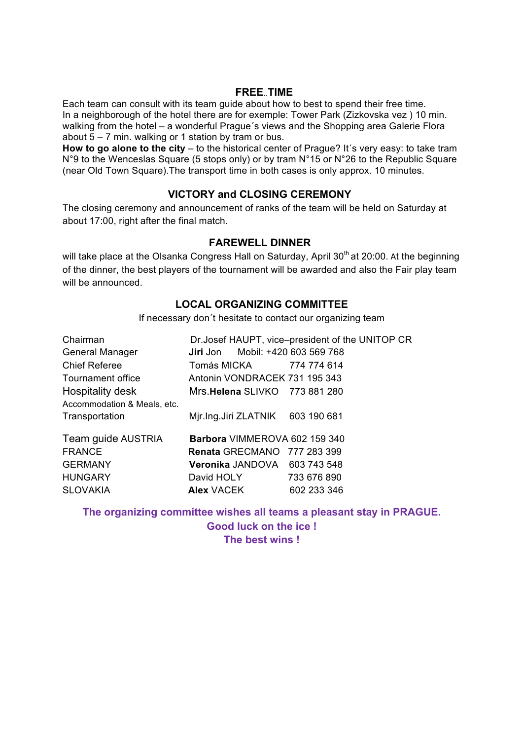## FREE..TIME

Each team can consult with its team guide about how to best to spend their free time.
In a neighborough of the hotel there are for exemple: Tower Park (Zizkovska vez ) 10 min. walking from the hotel – a wonderful Prague´s views and the Shopping area Galerie Flora about 5 – 7 min. walking or 1 station by tram or bus.

**How to go alone to the city** – to the historical center of Prague? It´s very easy: to take tram N°9 to the Wenceslas Square (5 stops only) or by tram N°15 or N°26 to the Republic Square (near Old Town Square).The transport time in both cases is only approx. 10 minutes.

## VICTORY and CLOSING CEREMONY

The closing ceremony and announcement of ranks of the team will be held on Saturday at about 17:00, right after the final match.

## FAREWELL DINNER

will take place at the Olsanka Congress Hall on Saturday, April 30th at 20:00. At the beginning of the dinner, the best players of the tournament will be awarded and also the Fair play team will be announced.

## LOCAL ORGANIZING COMMITTEE

If necessary don´t hesitate to contact our organizing team

| | | |
|---|---|---|
| Chairman | Dr.Josef HAUPT, vice–president of the UNITOP CR | |
| General Manager | **Jiri** Jon | Mobil: +420 603 569 768 |
| Chief Referee | Tomás MICKA | 774 774 614 |
| Tournament office | Antonin VONDRACEK | 731 195 343 |
| Hospitality desk<br>Accommodation & Meals, etc. | Mrs.**Helena** SLIVKO | 773 881 280 |
| Transportation | Mjr.Ing.Jiri ZLATNIK | 603 190 681 |
| Team guide AUSTRIA | **Barbora** VIMMEROVA | 602 159 340 |
| FRANCE | **Renata** GRECMANO | 777 283 399 |
| GERMANY | **Veronika** JANDOVA | 603 743 548 |
| HUNGARY | David HOLY | 733 676 890 |
| SLOVAKIA | **Alex** VACEK | 602 233 346 |

**The organizing committee wishes all teams a pleasant stay in PRAGUE.**
**Good luck on the ice !**
**The best wins !**